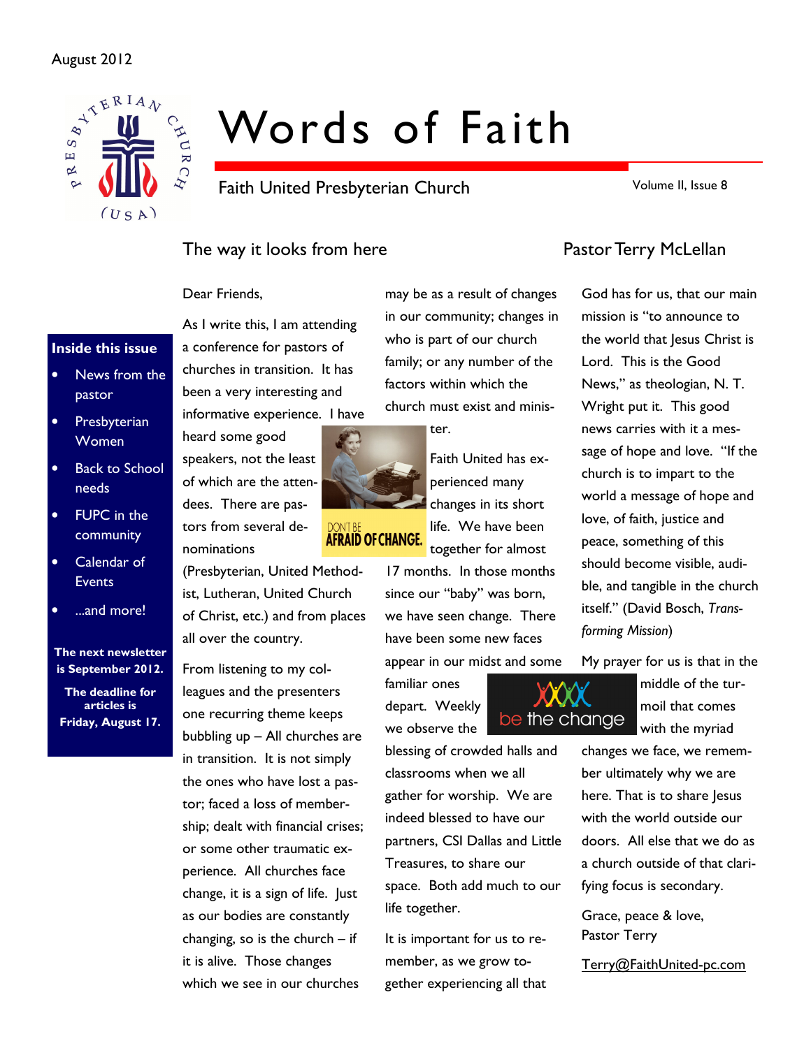August 2012

# Words of Faith

Faith United Presbyterian Church

Volume II, Issue 8

**Inside this issue**

- News from the pastor
- Presbyterian Women
- Back to School needs
- FUPC in the community
- Calendar of Events
- ...and more!

**The next newsletter is September 2012.**

**The deadline for articles is Friday, August 17.**

## The way it looks from here — Pastor Terry McLellan

Dear Friends,

As I write this, I am attending a conference for pastors of churches in transition. It has been a very interesting and informative experience. I have heard some good speakers, not the least of which are the attendees. There are pastors from several denominations (Presbyterian, United Methodist, Lutheran, United Church of Christ, etc.) and from places all over the country.

From listening to my colleagues and the presenters one recurring theme keeps bubbling up – All churches are in transition. It is not simply the ones who have lost a pastor; faced a loss of membership; dealt with financial crises; or some other traumatic experience. All churches face change, it is a sign of life. Just as our bodies are constantly changing, so is the church – if it is alive. Those changes which we see in our churches may be as a result of changes in our community; changes in who is part of our church family; or any number of the factors within which the church must exist and minister.

DON'T BE AFRAID OF CHANGE.

Faith United has experienced many changes in its short life. We have been together for almost 17 months. In those months since our "baby" was born, we have seen change. There have been some new faces appear in our midst and some familiar ones depart. Weekly we observe the blessing of crowded halls and classrooms when we all gather for worship. We are indeed blessed to have our partners, CSI Dallas and Little Treasures, to share our space. Both add much to our life together.

be the change

It is important for us to remember, as we grow together experiencing all that God has for us, that our main mission is "to announce to the world that Jesus Christ is Lord. This is the Good News," as theologian, N. T. Wright put it. This good news carries with it a message of hope and love. "If the church is to impart to the world a message of hope and love, of faith, justice and peace, something of this should become visible, audible, and tangible in the church itself." (David Bosch, *Transforming Mission*)

My prayer for us is that in the middle of the turmoil that comes with the myriad changes we face, we remember ultimately why we are here. That is to share Jesus with the world outside our doors. All else that we do as a church outside of that clarifying focus is secondary.

Grace, peace & love,
Pastor Terry

Terry@FaithUnited-pc.com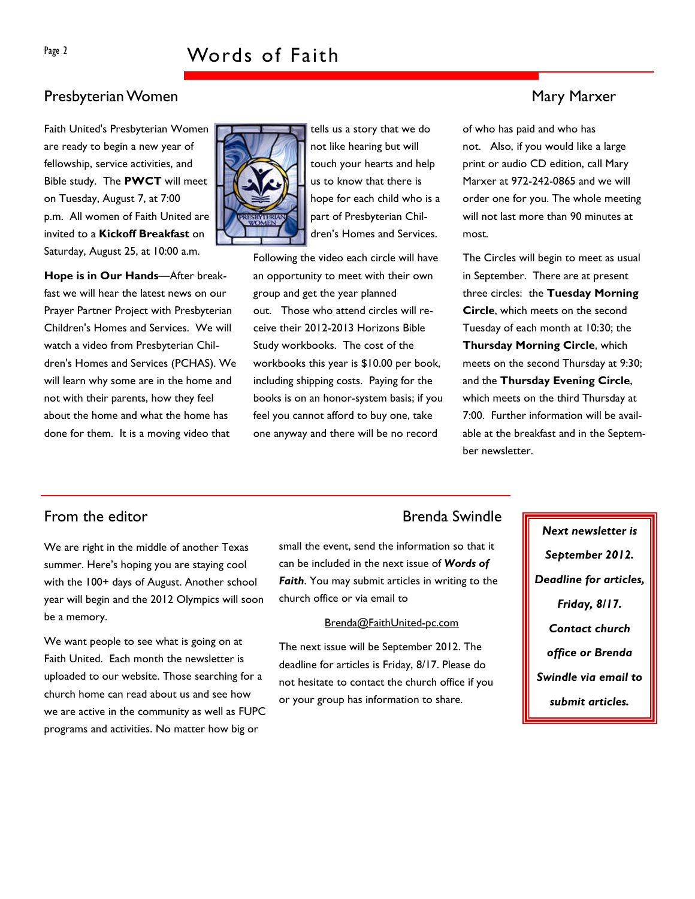## Presbyterian Women

Mary Marxer

Faith United's Presbyterian Women are ready to begin a new year of fellowship, service activities, and Bible study. The **PWCT** will meet on Tuesday, August 7, at 7:00 p.m. All women of Faith United are invited to a **Kickoff Breakfast** on Saturday, August 25, at 10:00 a.m.

**Hope is in Our Hands**—After breakfast we will hear the latest news on our Prayer Partner Project with Presbyterian Children's Homes and Services. We will watch a video from Presbyterian Children's Homes and Services (PCHAS). We will learn why some are in the home and not with their parents, how they feel about the home and what the home has done for them. It is a moving video that tells us a story that we do not like hearing but will touch your hearts and help us to know that there is hope for each child who is a part of Presbyterian Children's Homes and Services.

Following the video each circle will have an opportunity to meet with their own group and get the year planned out. Those who attend circles will receive their 2012-2013 Horizons Bible Study workbooks. The cost of the workbooks this year is $10.00 per book, including shipping costs. Paying for the books is on an honor-system basis; if you feel you cannot afford to buy one, take one anyway and there will be no record of who has paid and who has not. Also, if you would like a large print or audio CD edition, call Mary Marxer at 972-242-0865 and we will order one for you. The whole meeting will not last more than 90 minutes at most.

The Circles will begin to meet as usual in September. There are at present three circles: the **Tuesday Morning Circle**, which meets on the second Tuesday of each month at 10:30; the **Thursday Morning Circle**, which meets on the second Thursday at 9:30; and the **Thursday Evening Circle**, which meets on the third Thursday at 7:00. Further information will be available at the breakfast and in the September newsletter.

## From the editor

Brenda Swindle

We are right in the middle of another Texas summer. Here's hoping you are staying cool with the 100+ days of August. Another school year will begin and the 2012 Olympics will soon be a memory.

We want people to see what is going on at Faith United. Each month the newsletter is uploaded to our website. Those searching for a church home can read about us and see how we are active in the community as well as FUPC programs and activities. No matter how big or small the event, send the information so that it can be included in the next issue of ***Words of Faith***. You may submit articles in writing to the church office or via email to

Brenda@FaithUnited-pc.com

The next issue will be September 2012. The deadline for articles is Friday, 8/17. Please do not hesitate to contact the church office if you or your group has information to share.

***Next newsletter is September 2012. Deadline for articles, Friday, 8/17. Contact church office or Brenda Swindle via email to submit articles.***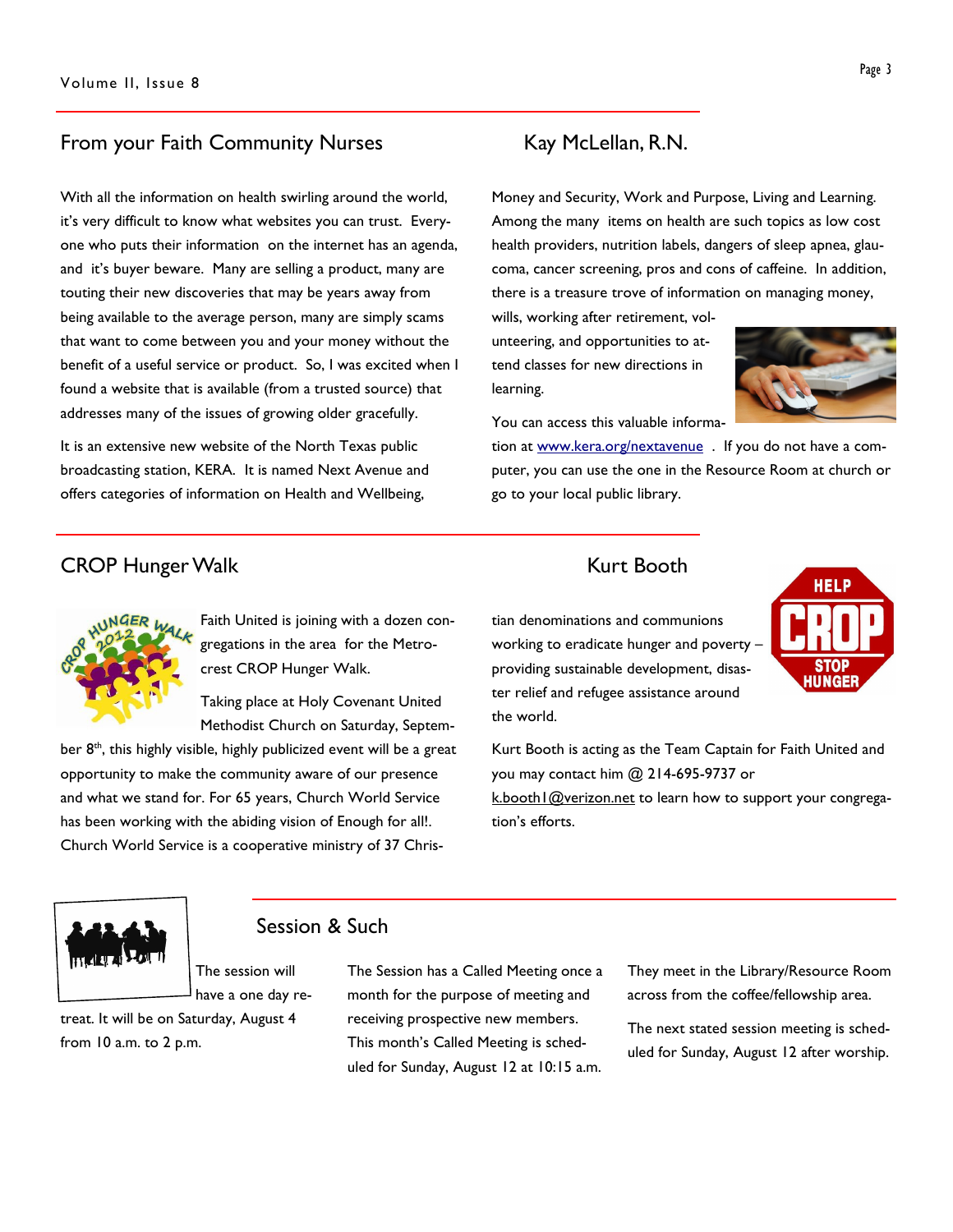## From your Faith Community Nurses

### Kay McLellan, R.N.

With all the information on health swirling around the world, it's very difficult to know what websites you can trust. Everyone who puts their information on the internet has an agenda, and it's buyer beware. Many are selling a product, many are touting their new discoveries that may be years away from being available to the average person, many are simply scams that want to come between you and your money without the benefit of a useful service or product. So, I was excited when I found a website that is available (from a trusted source) that addresses many of the issues of growing older gracefully.

It is an extensive new website of the North Texas public broadcasting station, KERA. It is named Next Avenue and offers categories of information on Health and Wellbeing, Money and Security, Work and Purpose, Living and Learning. Among the many items on health are such topics as low cost health providers, nutrition labels, dangers of sleep apnea, glaucoma, cancer screening, pros and cons of caffeine. In addition, there is a treasure trove of information on managing money, wills, working after retirement, volunteering, and opportunities to attend classes for new directions in learning.

You can access this valuable information at www.kera.org/nextavenue . If you do not have a computer, you can use the one in the Resource Room at church or go to your local public library.

## CROP Hunger Walk

### Kurt Booth

Faith United is joining with a dozen congregations in the area for the Metrocrest CROP Hunger Walk.

Taking place at Holy Covenant United Methodist Church on Saturday, September 8th, this highly visible, highly publicized event will be a great opportunity to make the community aware of our presence and what we stand for. For 65 years, Church World Service has been working with the abiding vision of Enough for all!. Church World Service is a cooperative ministry of 37 Christian denominations and communions working to eradicate hunger and poverty – providing sustainable development, disaster relief and refugee assistance around the world.

Kurt Booth is acting as the Team Captain for Faith United and you may contact him @ 214-695-9737 or k.booth1@verizon.net to learn how to support your congregation's efforts.

## Session & Such

The session will have a one day retreat. It will be on Saturday, August 4 from 10 a.m. to 2 p.m.

The Session has a Called Meeting once a month for the purpose of meeting and receiving prospective new members. This month's Called Meeting is scheduled for Sunday, August 12 at 10:15 a.m.

They meet in the Library/Resource Room across from the coffee/fellowship area.

The next stated session meeting is scheduled for Sunday, August 12 after worship.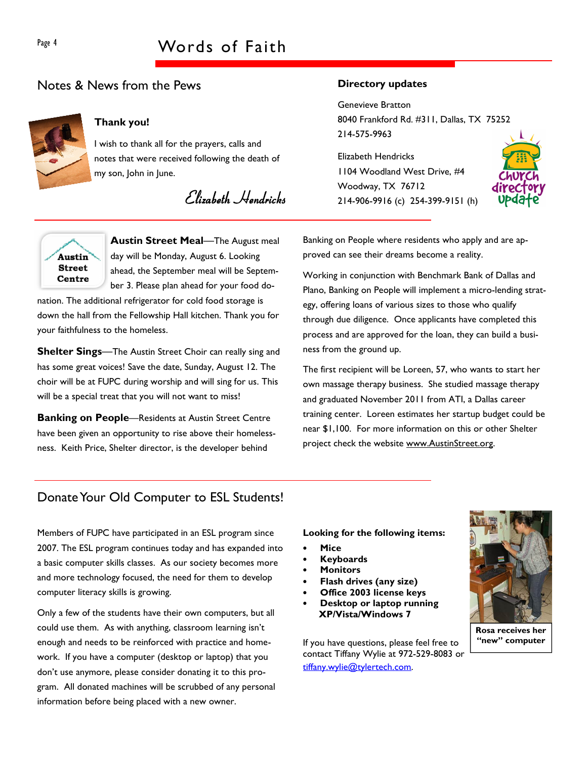## Notes & News from the Pews

### Thank you!

I wish to thank all for the prayers, calls and notes that were received following the death of my son, John in June.

*Elizabeth Hendricks*

### Directory updates

Genevieve Bratton
8040 Frankford Rd. #311, Dallas, TX 75252
214-575-9963

Elizabeth Hendricks
1104 Woodland West Drive, #4
Woodway, TX 76712
214-906-9916 (c) 254-399-9151 (h)

**Austin Street Meal**—The August meal day will be Monday, August 6. Looking ahead, the September meal will be September 3. Please plan ahead for your food donation. The additional refrigerator for cold food storage is down the hall from the Fellowship Hall kitchen. Thank you for your faithfulness to the homeless.

**Shelter Sings**—The Austin Street Choir can really sing and has some great voices! Save the date, Sunday, August 12. The choir will be at FUPC during worship and will sing for us. This will be a special treat that you will not want to miss!

**Banking on People**—Residents at Austin Street Centre have been given an opportunity to rise above their homelessness. Keith Price, Shelter director, is the developer behind Banking on People where residents who apply and are approved can see their dreams become a reality.

Working in conjunction with Benchmark Bank of Dallas and Plano, Banking on People will implement a micro-lending strategy, offering loans of various sizes to those who qualify through due diligence. Once applicants have completed this process and are approved for the loan, they can build a business from the ground up.

The first recipient will be Loreen, 57, who wants to start her own massage therapy business. She studied massage therapy and graduated November 2011 from ATI, a Dallas career training center. Loreen estimates her startup budget could be near $1,100. For more information on this or other Shelter project check the website www.AustinStreet.org.

## Donate Your Old Computer to ESL Students!

Members of FUPC have participated in an ESL program since 2007. The ESL program continues today and has expanded into a basic computer skills classes. As our society becomes more and more technology focused, the need for them to develop computer literacy skills is growing.

Only a few of the students have their own computers, but all could use them. As with anything, classroom learning isn't enough and needs to be reinforced with practice and homework. If you have a computer (desktop or laptop) that you don't use anymore, please consider donating it to this program. All donated machines will be scrubbed of any personal information before being placed with a new owner.

**Looking for the following items:**

- **Mice**
- **Keyboards**
- **Monitors**
- **Flash drives (any size)**
- **Office 2003 license keys**
- **Desktop or laptop running XP/Vista/Windows 7**

If you have questions, please feel free to contact Tiffany Wylie at 972-529-8083 or tiffany.wylie@tylertech.com.

**Rosa receives her "new" computer**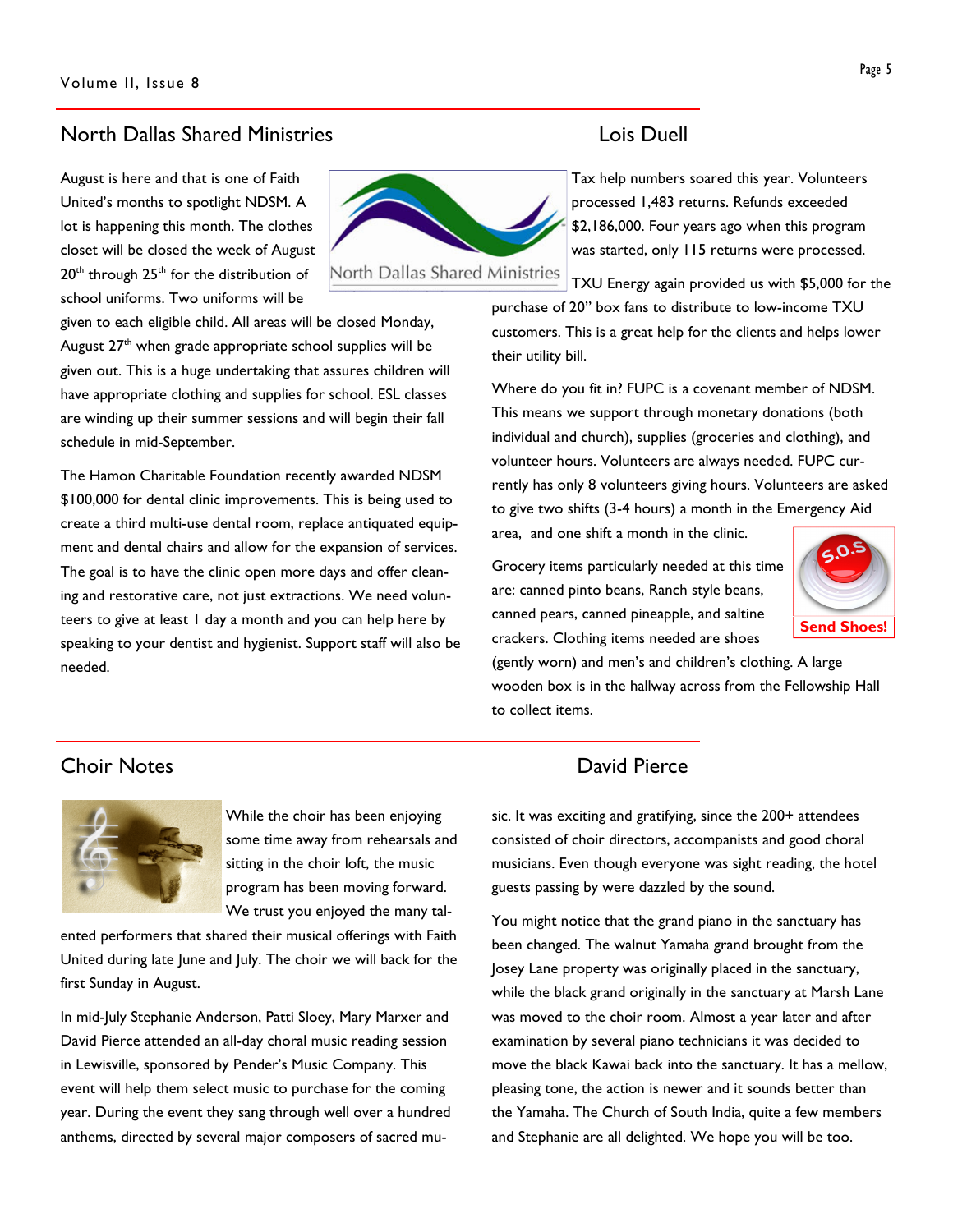## North Dallas Shared Ministries

August is here and that is one of Faith United's months to spotlight NDSM. A lot is happening this month. The clothes closet will be closed the week of August 20th through 25th for the distribution of school uniforms. Two uniforms will be given to each eligible child. All areas will be closed Monday, August 27th when grade appropriate school supplies will be given out. This is a huge undertaking that assures children will have appropriate clothing and supplies for school. ESL classes are winding up their summer sessions and will begin their fall schedule in mid-September.

The Hamon Charitable Foundation recently awarded NDSM $100,000 for dental clinic improvements. This is being used to create a third multi-use dental room, replace antiquated equipment and dental chairs and allow for the expansion of services. The goal is to have the clinic open more days and offer cleaning and restorative care, not just extractions. We need volunteers to give at least 1 day a month and you can help here by speaking to your dentist and hygienist. Support staff will also be needed.

Tax help numbers soared this year. Volunteers processed 1,483 returns. Refunds exceeded $2,186,000. Four years ago when this program was started, only 115 returns were processed.

TXU Energy again provided us with $5,000 for the purchase of 20" box fans to distribute to low-income TXU customers. This is a great help for the clients and helps lower their utility bill.

Where do you fit in? FUPC is a covenant member of NDSM. This means we support through monetary donations (both individual and church), supplies (groceries and clothing), and volunteer hours. Volunteers are always needed. FUPC currently has only 8 volunteers giving hours. Volunteers are asked to give two shifts (3-4 hours) a month in the Emergency Aid area, and one shift a month in the clinic.

Grocery items particularly needed at this time are: canned pinto beans, Ranch style beans, canned pears, canned pineapple, and saltine crackers. Clothing items needed are shoes (gently worn) and men's and children's clothing. A large wooden box is in the hallway across from the Fellowship Hall to collect items.

**Send Shoes!**

Lois Duell

## Choir Notes

While the choir has been enjoying some time away from rehearsals and sitting in the choir loft, the music program has been moving forward. We trust you enjoyed the many talented performers that shared their musical offerings with Faith United during late June and July. The choir we will back for the first Sunday in August.

In mid-July Stephanie Anderson, Patti Sloey, Mary Marxer and David Pierce attended an all-day choral music reading session in Lewisville, sponsored by Pender's Music Company. This event will help them select music to purchase for the coming year. During the event they sang through well over a hundred anthems, directed by several major composers of sacred music. It was exciting and gratifying, since the 200+ attendees consisted of choir directors, accompanists and good choral musicians. Even though everyone was sight reading, the hotel guests passing by were dazzled by the sound.

You might notice that the grand piano in the sanctuary has been changed. The walnut Yamaha grand brought from the Josey Lane property was originally placed in the sanctuary, while the black grand originally in the sanctuary at Marsh Lane was moved to the choir room. Almost a year later and after examination by several piano technicians it was decided to move the black Kawai back into the sanctuary. It has a mellow, pleasing tone, the action is newer and it sounds better than the Yamaha. The Church of South India, quite a few members and Stephanie are all delighted. We hope you will be too.

David Pierce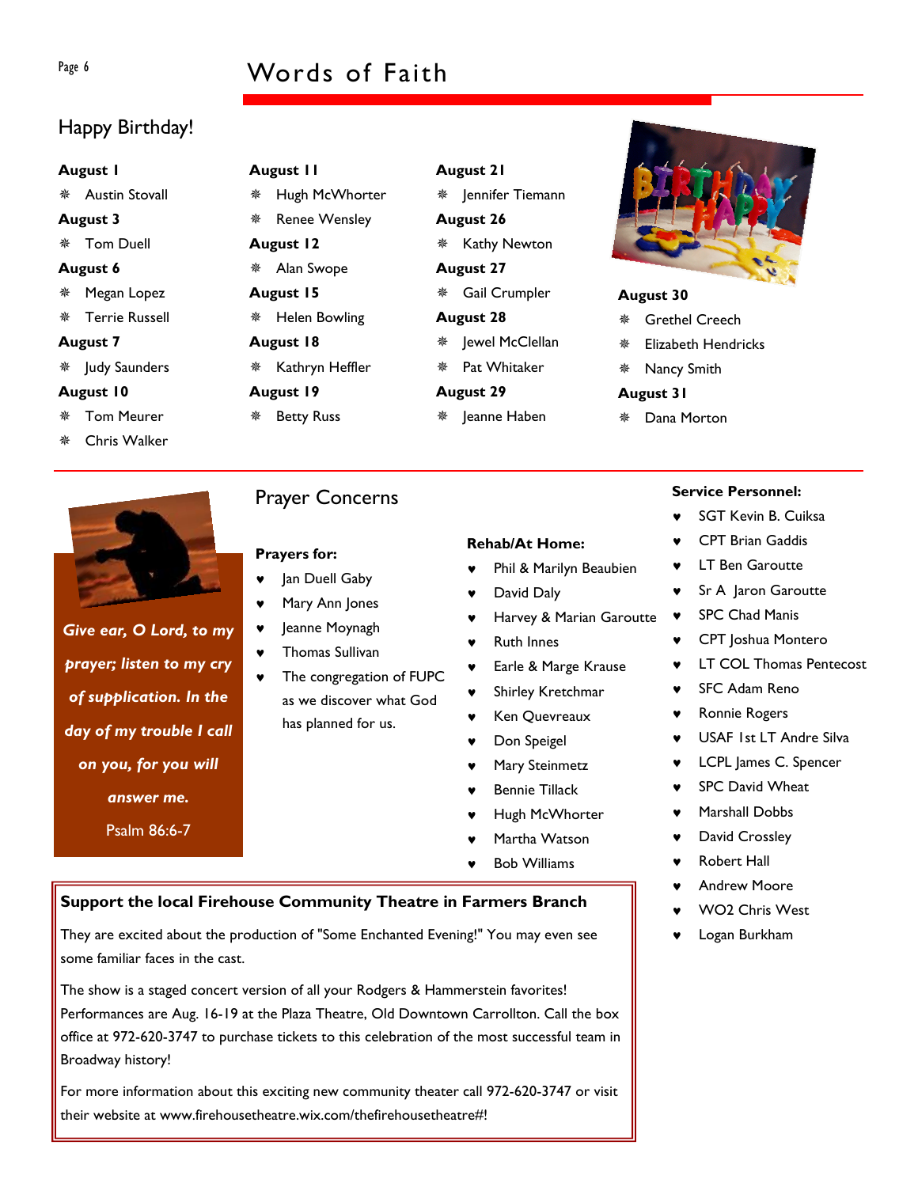# Words of Faith

## Happy Birthday!

**August 1**
- Austin Stovall

**August 3**
- Tom Duell

**August 6**
- Megan Lopez
- Terrie Russell

**August 7**
- Judy Saunders

**August 10**
- Tom Meurer
- Chris Walker

**August 11**
- Hugh McWhorter
- Renee Wensley

**August 12**
- Alan Swope

**August 15**
- Helen Bowling

**August 18**
- Kathryn Heffler

**August 19**
- Betty Russ

**August 21**
- Jennifer Tiemann

**August 26**
- Kathy Newton

**August 27**
- Gail Crumpler

**August 28**
- Jewel McClellan
- Pat Whitaker

**August 29**
- Jeanne Haben

**August 30**
- Grethel Creech
- Elizabeth Hendricks
- Nancy Smith

**August 31**
- Dana Morton

***Give ear, O Lord, to my prayer; listen to my cry of supplication. In the day of my trouble I call on you, for you will answer me.***

Psalm 86:6-7

## Prayer Concerns

**Prayers for:**
- Jan Duell Gaby
- Mary Ann Jones
- Jeanne Moynagh
- Thomas Sullivan
- The congregation of FUPC as we discover what God has planned for us.

**Rehab/At Home:**
- Phil & Marilyn Beaubien
- David Daly
- Harvey & Marian Garoutte
- Ruth Innes
- Earle & Marge Krause
- Shirley Kretchmar
- Ken Quevreaux
- Don Speigel
- Mary Steinmetz
- Bennie Tillack
- Hugh McWhorter
- Martha Watson
- Bob Williams

**Service Personnel:**
- SGT Kevin B. Cuiksa
- CPT Brian Gaddis
- LT Ben Garoutte
- Sr A Jaron Garoutte
- SPC Chad Manis
- CPT Joshua Montero
- LT COL Thomas Pentecost
- SFC Adam Reno
- Ronnie Rogers
- USAF 1st LT Andre Silva
- LCPL James C. Spencer
- SPC David Wheat
- Marshall Dobbs
- David Crossley
- Robert Hall
- Andrew Moore
- WO2 Chris West
- Logan Burkham

**Support the local Firehouse Community Theatre in Farmers Branch**

They are excited about the production of "Some Enchanted Evening!" You may even see some familiar faces in the cast.

The show is a staged concert version of all your Rodgers & Hammerstein favorites! Performances are Aug. 16-19 at the Plaza Theatre, Old Downtown Carrollton. Call the box office at 972-620-3747 to purchase tickets to this celebration of the most successful team in Broadway history!

For more information about this exciting new community theater call 972-620-3747 or visit their website at www.firehousetheatre.wix.com/thefirehousetheatre#!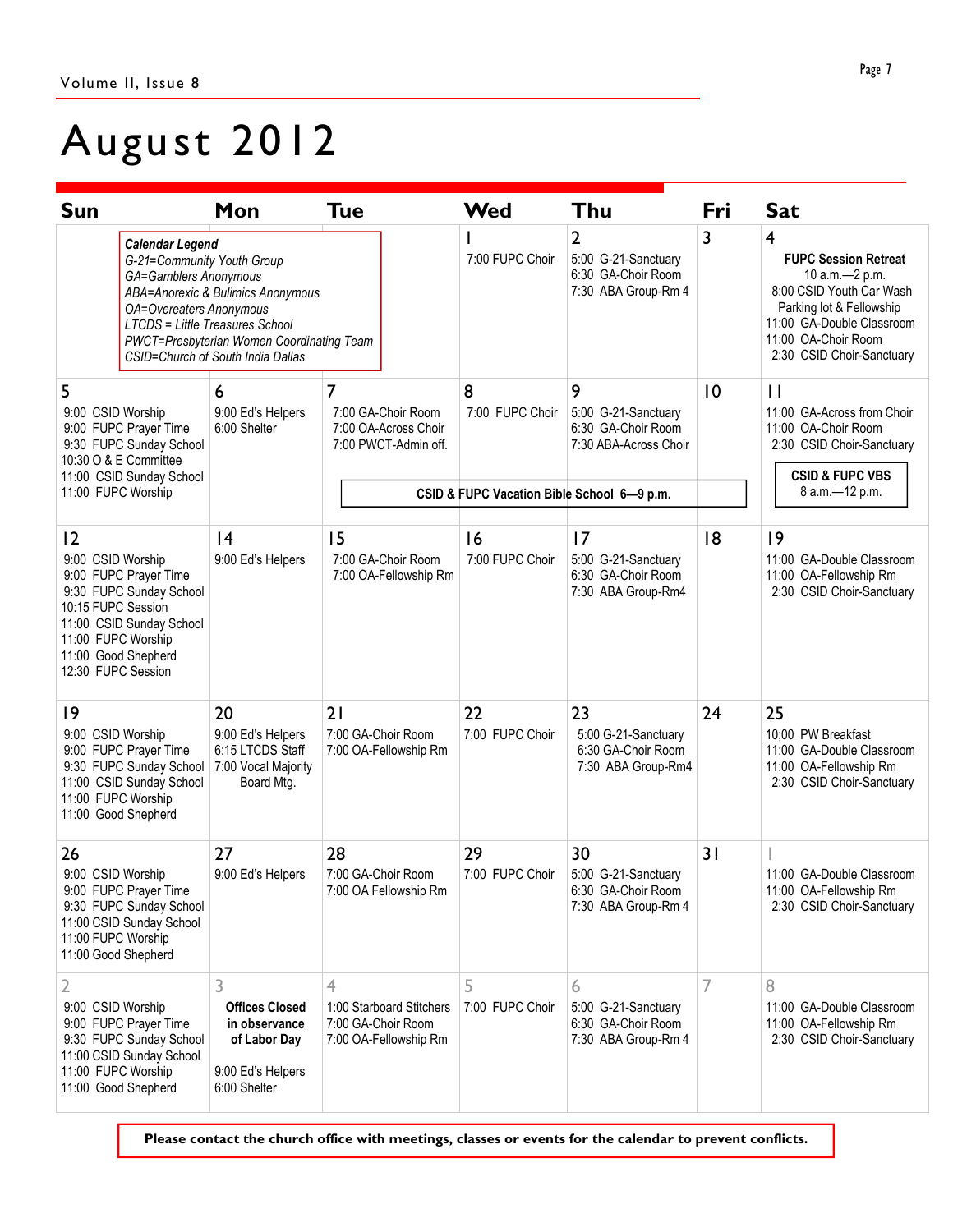# August 2012

**Calendar Legend**

*G-21=Community Youth Group*
*GA=Gamblers Anonymous*
*ABA=Anorexic & Bulimics Anonymous*
*OA=Overeaters Anonymous*
*LTCDS = Little Treasures School*
*PWCT=Presbyterian Women Coordinating Team*
*CSID=Church of South India Dallas*

| Sun | Mon | Tue | Wed | Thu | Fri | Sat |
|---|---|---|---|---|---|---|
| | | | 1<br>7:00 FUPC Choir | 2<br>5:00 G-21-Sanctuary<br>6:30 GA-Choir Room<br>7:30 ABA Group-Rm 4 | 3 | 4<br>**FUPC Session Retreat**<br>10 a.m.—2 p.m.<br>8:00 CSID Youth Car Wash Parking lot & Fellowship<br>11:00 GA-Double Classroom<br>11:00 OA-Choir Room<br>2:30 CSID Choir-Sanctuary |
| 5<br>9:00 CSID Worship<br>9:00 FUPC Prayer Time<br>9:30 FUPC Sunday School<br>10:30 O & E Committee<br>11:00 CSID Sunday School<br>11:00 FUPC Worship | 6<br>9:00 Ed's Helpers<br>6:00 Shelter | 7<br>7:00 GA-Choir Room<br>7:00 OA-Across Choir<br>7:00 PWCT-Admin off.<br>**CSID & FUPC Vacation Bible School 6—9 p.m.** | 8<br>7:00 FUPC Choir<br>**CSID & FUPC Vacation Bible School 6—9 p.m.** | 9<br>5:00 G-21-Sanctuary<br>6:30 GA-Choir Room<br>7:30 ABA-Across Choir<br>**CSID & FUPC Vacation Bible School 6—9 p.m.** | 10<br>**CSID & FUPC Vacation Bible School 6—9 p.m.** | 11<br>11:00 GA-Across from Choir<br>11:00 OA-Choir Room<br>2:30 CSID Choir-Sanctuary<br>**CSID & FUPC VBS**<br>8 a.m.—12 p.m. |
| 12<br>9:00 CSID Worship<br>9:00 FUPC Prayer Time<br>9:30 FUPC Sunday School<br>10:15 FUPC Session<br>11:00 CSID Sunday School<br>11:00 FUPC Worship<br>11:00 Good Shepherd<br>12:30 FUPC Session | 14<br>9:00 Ed's Helpers | 15<br>7:00 GA-Choir Room<br>7:00 OA-Fellowship Rm | 16<br>7:00 FUPC Choir | 17<br>5:00 G-21-Sanctuary<br>6:30 GA-Choir Room<br>7:30 ABA Group-Rm4 | 18 | 19<br>11:00 GA-Double Classroom<br>11:00 OA-Fellowship Rm<br>2:30 CSID Choir-Sanctuary |
| 19<br>9:00 CSID Worship<br>9:00 FUPC Prayer Time<br>9:30 FUPC Sunday School<br>11:00 CSID Sunday School<br>11:00 FUPC Worship<br>11:00 Good Shepherd | 20<br>9:00 Ed's Helpers<br>6:15 LTCDS Staff<br>7:00 Vocal Majority Board Mtg. | 21<br>7:00 GA-Choir Room<br>7:00 OA-Fellowship Rm | 22<br>7:00 FUPC Choir | 23<br>5:00 G-21-Sanctuary<br>6:30 GA-Choir Room<br>7:30 ABA Group-Rm4 | 24 | 25<br>10;00 PW Breakfast<br>11:00 GA-Double Classroom<br>11:00 OA-Fellowship Rm<br>2:30 CSID Choir-Sanctuary |
| 26<br>9:00 CSID Worship<br>9:00 FUPC Prayer Time<br>9:30 FUPC Sunday School<br>11:00 CSID Sunday School<br>11:00 FUPC Worship<br>11:00 Good Shepherd | 27<br>9:00 Ed's Helpers | 28<br>7:00 GA-Choir Room<br>7:00 OA Fellowship Rm | 29<br>7:00 FUPC Choir | 30<br>5:00 G-21-Sanctuary<br>6:30 GA-Choir Room<br>7:30 ABA Group-Rm 4 | 31 | 1<br>11:00 GA-Double Classroom<br>11:00 OA-Fellowship Rm<br>2:30 CSID Choir-Sanctuary |
| 2<br>9:00 CSID Worship<br>9:00 FUPC Prayer Time<br>9:30 FUPC Sunday School<br>11:00 CSID Sunday School<br>11:00 FUPC Worship<br>11:00 Good Shepherd | 3<br>**Offices Closed in observance of Labor Day**<br>9:00 Ed's Helpers<br>6:00 Shelter | 4<br>1:00 Starboard Stitchers<br>7:00 GA-Choir Room<br>7:00 OA-Fellowship Rm | 5<br>7:00 FUPC Choir | 6<br>5:00 G-21-Sanctuary<br>6:30 GA-Choir Room<br>7:30 ABA Group-Rm 4 | 7 | 8<br>11:00 GA-Double Classroom<br>11:00 OA-Fellowship Rm<br>2:30 CSID Choir-Sanctuary |

**Please contact the church office with meetings, classes or events for the calendar to prevent conflicts.**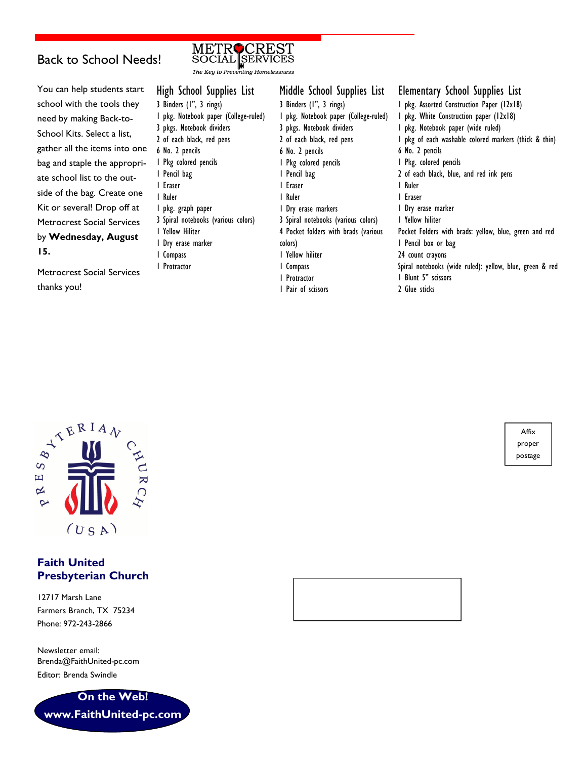## Back to School Needs!

METROCREST SOCIAL SERVICES
*The Key to Preventing Homelessness*

You can help students start school with the tools they need by making Back-to-School Kits. Select a list, gather all the items into one bag and staple the appropriate school list to the outside of the bag. Create one Kit or several! Drop off at Metrocrest Social Services by **Wednesday, August 15.**

Metrocrest Social Services thanks you!

### High School Supplies List

- 3 Binders (1", 3 rings)
- 1 pkg. Notebook paper (College-ruled)
- 3 pkgs. Notebook dividers
- 2 of each black, red pens
- 6 No. 2 pencils
- 1 Pkg colored pencils
- 1 Pencil bag
- 1 Eraser
- 1 Ruler
- 1 pkg. graph paper
- 3 Spiral notebooks (various colors)
- 1 Yellow Hiliter
- 1 Dry erase marker
- 1 Compass
- 1 Protractor

### Middle School Supplies List

- 3 Binders (1", 3 rings)
- 1 pkg. Notebook paper (College-ruled)
- 3 pkgs. Notebook dividers
- 2 of each black, red pens
- 6 No. 2 pencils
- 1 Pkg colored pencils
- 1 Pencil bag
- 1 Eraser
- 1 Ruler
- 1 Dry erase markers
- 3 Spiral notebooks (various colors)
- 4 Pocket folders with brads (various colors)
- 1 Yellow hiliter
- 1 Compass
- 1 Protractor
- 1 Pair of scissors

### Elementary School Supplies List

- 1 pkg. Assorted Construction Paper (12x18)
- 1 pkg. White Construction paper (12x18)
- 1 pkg. Notebook paper (wide ruled)
- 1 pkg of each washable colored markers (thick & thin)
- 6 No. 2 pencils
- 1 Pkg. colored pencils
- 2 of each black, blue, and red ink pens
- 1 Ruler
- 1 Eraser
- 1 Dry erase marker
- 1 Yellow hiliter
- Pocket Folders with brads: yellow, blue, green and red
- 1 Pencil box or bag
- 24 count crayons
- Spiral notebooks (wide ruled): yellow, blue, green & red
- 1 Blunt 5" scissors
- 2 Glue sticks

PRESBYTERIAN CHURCH (USA)

**Faith United Presbyterian Church**

12717 Marsh Lane
Farmers Branch, TX 75234
Phone: 972-243-2866

Newsletter email:
Brenda@FaithUnited-pc.com
Editor: Brenda Swindle

**On the Web!**
**www.FaithUnited-pc.com**

Affix proper postage